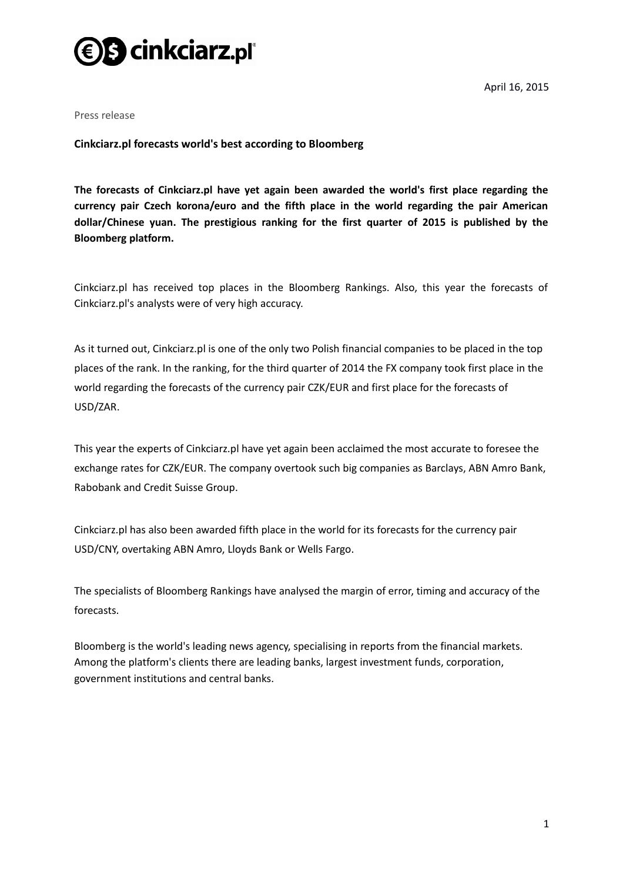April 16, 2015

Press release

**Cinkciarz.pl forecasts world's best according to Bloomberg**

**The forecasts of Cinkciarz.pl have yet again been awarded the world's first place regarding the currency pair Czech korona/euro and the fifth place in the world regarding the pair American dollar/Chinese yuan. The prestigious ranking for the first quarter of 2015 is published by the Bloomberg platform.**

Cinkciarz.pl has received top places in the Bloomberg Rankings. Also, this year the forecasts of Cinkciarz.pl's analysts were of very high accuracy.

As it turned out, Cinkciarz.pl is one of the only two Polish financial companies to be placed in the top places of the rank. In the ranking, for the third quarter of 2014 the FX company took first place in the world regarding the forecasts of the currency pair CZK/EUR and first place for the forecasts of USD/ZAR.

This year the experts of Cinkciarz.pl have yet again been acclaimed the most accurate to foresee the exchange rates for CZK/EUR. The company overtook such big companies as Barclays, ABN Amro Bank, Rabobank and Credit Suisse Group.

Cinkciarz.pl has also been awarded fifth place in the world for its forecasts for the currency pair USD/CNY, overtaking ABN Amro, Lloyds Bank or Wells Fargo.

The specialists of Bloomberg Rankings have analysed the margin of error, timing and accuracy of the forecasts.

Bloomberg is the world's leading news agency, specialising in reports from the financial markets. Among the platform's clients there are leading banks, largest investment funds, corporation, government institutions and central banks.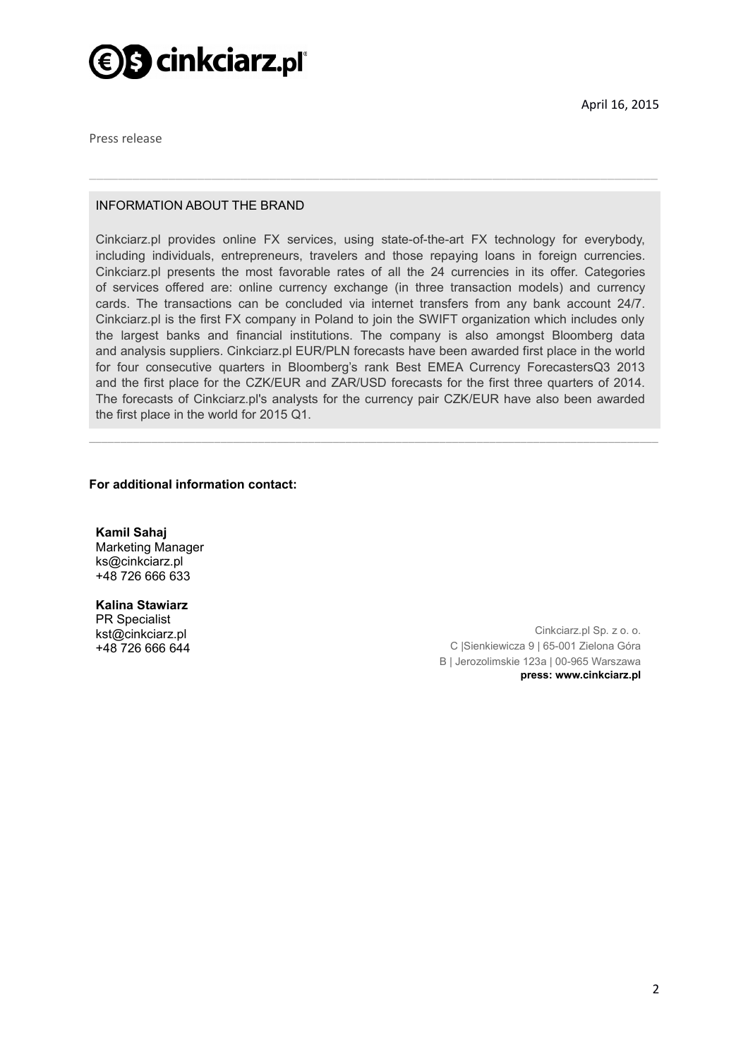April 16, 2015

Press release

---

## INFORMATION ABOUT THE BRAND

Cinkciarz.pl provides online FX services, using state-of-the-art FX technology for everybody, including individuals, entrepreneurs, travelers and those repaying loans in foreign currencies. Cinkciarz.pl presents the most favorable rates of all the 24 currencies in its offer. Categories of services offered are: online currency exchange (in three transaction models) and currency cards. The transactions can be concluded via internet transfers from any bank account 24/7. Cinkciarz.pl is the first FX company in Poland to join the SWIFT organization which includes only the largest banks and financial institutions. The company is also amongst Bloomberg data and analysis suppliers. Cinkciarz.pl EUR/PLN forecasts have been awarded first place in the world for four consecutive quarters in Bloomberg's rank Best EMEA Currency ForecastersQ3 2013 and the first place for the CZK/EUR and ZAR/USD forecasts for the first three quarters of 2014. The forecasts of Cinkciarz.pl's analysts for the currency pair CZK/EUR have also been awarded the first place in the world for 2015 Q1.

---

**For additional information contact:**

**Kamil Sahaj**
Marketing Manager
ks@cinkciarz.pl
+48 726 666 633

**Kalina Stawiarz**
PR Specialist
kst@cinkciarz.pl
+48 726 666 644

Cinkciarz.pl Sp. z o. o.
C |Sienkiewicza 9 | 65-001 Zielona Góra
B | Jerozolimskie 123a | 00-965 Warszawa
**press: www.cinkciarz.pl**